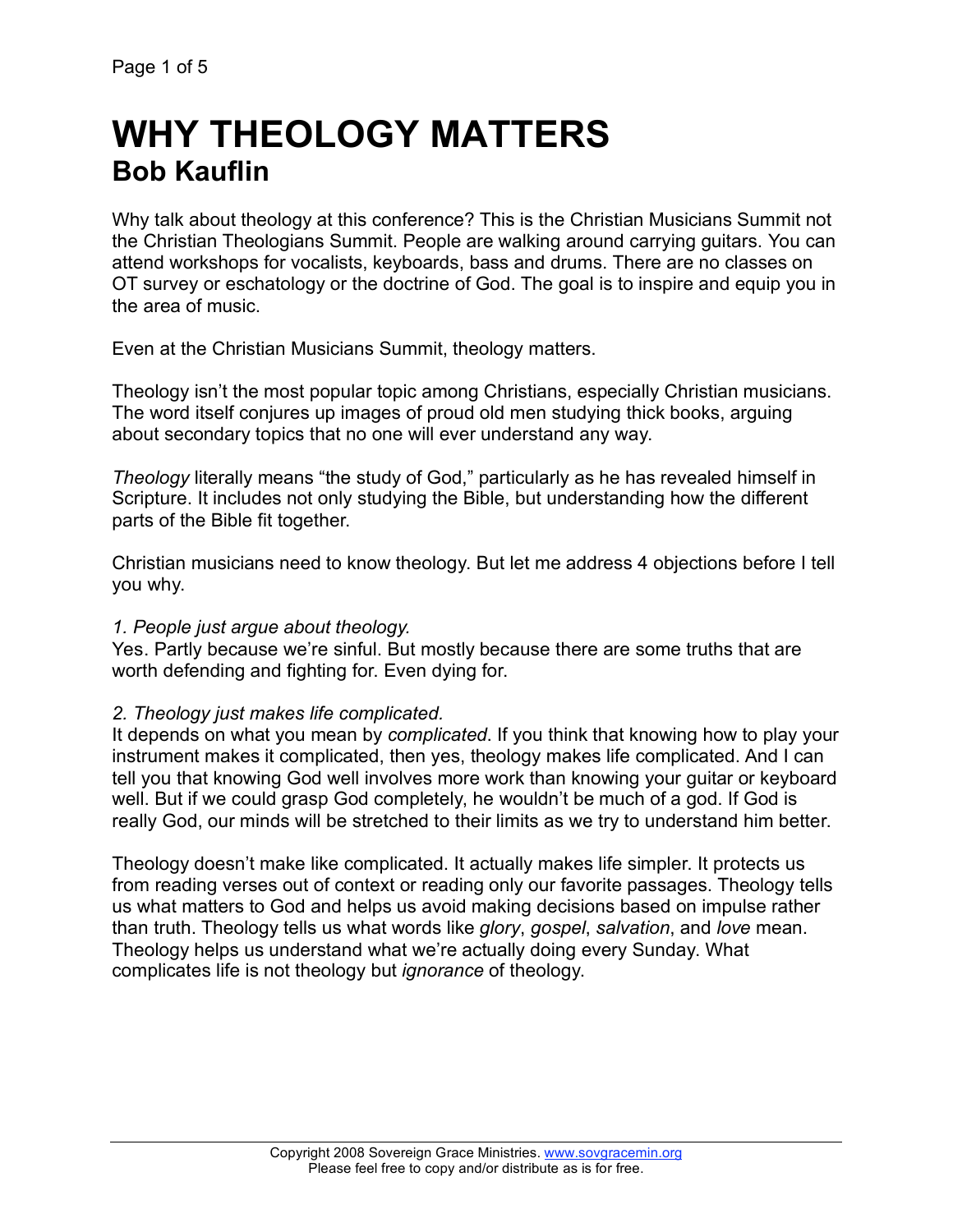# WHY THEOLOGY MATTERS

## Bob Kauflin

Why talk about theology at this conference? This is the Christian Musicians Summit not the Christian Theologians Summit. People are walking around carrying guitars. You can attend workshops for vocalists, keyboards, bass and drums. There are no classes on OT survey or eschatology or the doctrine of God. The goal is to inspire and equip you in the area of music.

Even at the Christian Musicians Summit, theology matters.

Theology isn't the most popular topic among Christians, especially Christian musicians. The word itself conjures up images of proud old men studying thick books, arguing about secondary topics that no one will ever understand any way.

*Theology* literally means "the study of God," particularly as he has revealed himself in Scripture. It includes not only studying the Bible, but understanding how the different parts of the Bible fit together.

Christian musicians need to know theology. But let me address 4 objections before I tell you why.

*1. People just argue about theology.*
Yes. Partly because we're sinful. But mostly because there are some truths that are worth defending and fighting for. Even dying for.

*2. Theology just makes life complicated.*
It depends on what you mean by *complicated*. If you think that knowing how to play your instrument makes it complicated, then yes, theology makes life complicated. And I can tell you that knowing God well involves more work than knowing your guitar or keyboard well. But if we could grasp God completely, he wouldn't be much of a god. If God is really God, our minds will be stretched to their limits as we try to understand him better.

Theology doesn't make like complicated. It actually makes life simpler. It protects us from reading verses out of context or reading only our favorite passages. Theology tells us what matters to God and helps us avoid making decisions based on impulse rather than truth. Theology tells us what words like *glory*, *gospel*, *salvation*, and *love* mean. Theology helps us understand what we're actually doing every Sunday. What complicates life is not theology but *ignorance* of theology.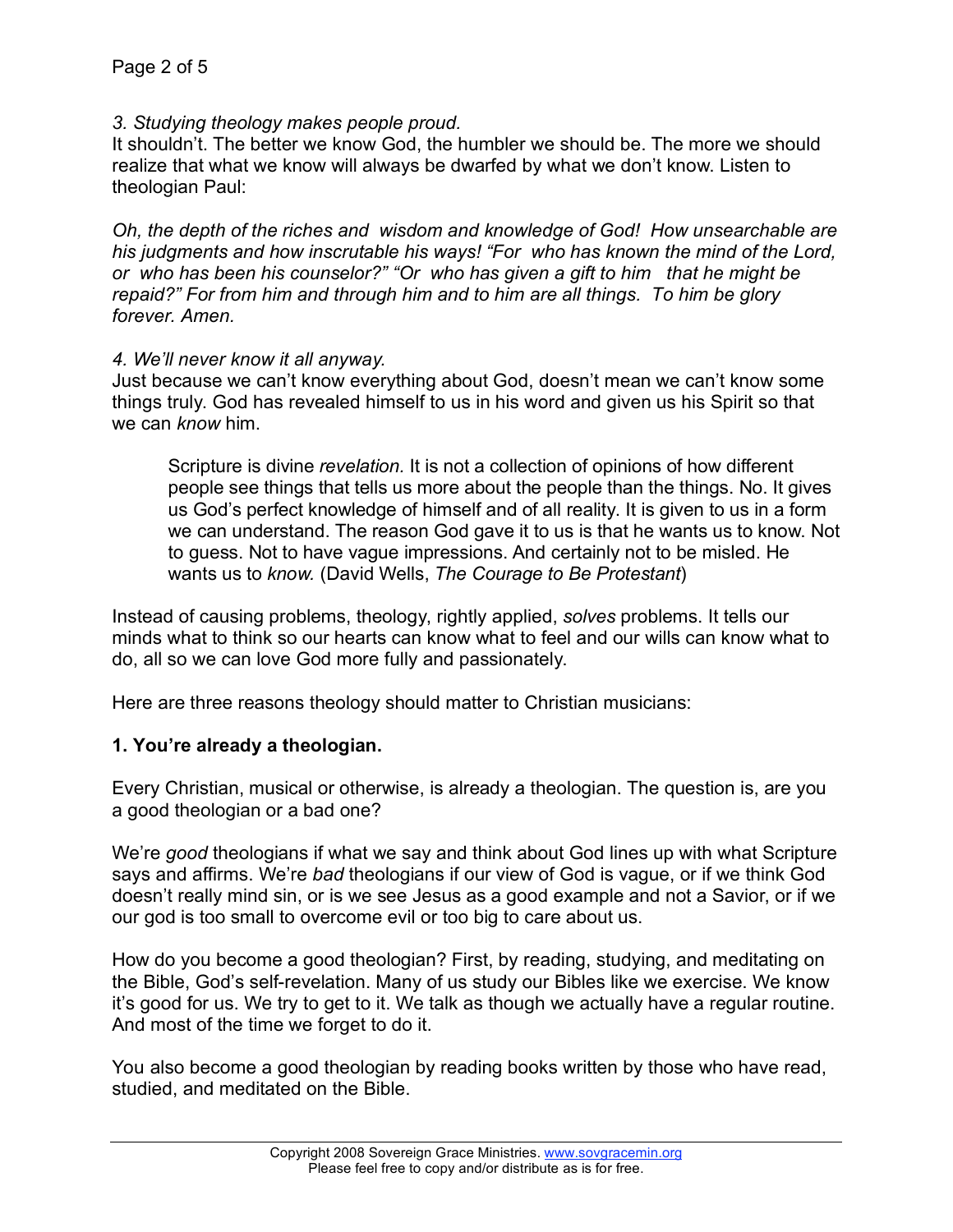*3. Studying theology makes people proud.*
It shouldn't. The better we know God, the humbler we should be. The more we should realize that what we know will always be dwarfed by what we don't know. Listen to theologian Paul:

*Oh, the depth of the riches and wisdom and knowledge of God! How unsearchable are his judgments and how inscrutable his ways! "For who has known the mind of the Lord, or who has been his counselor?" "Or who has given a gift to him that he might be repaid?" For from him and through him and to him are all things. To him be glory forever. Amen.*

*4. We'll never know it all anyway.*
Just because we can't know everything about God, doesn't mean we can't know some things truly. God has revealed himself to us in his word and given us his Spirit so that we can *know* him.

> Scripture is divine *revelation.* It is not a collection of opinions of how different people see things that tells us more about the people than the things. No. It gives us God's perfect knowledge of himself and of all reality. It is given to us in a form we can understand. The reason God gave it to us is that he wants us to know. Not to guess. Not to have vague impressions. And certainly not to be misled. He wants us to *know.* (David Wells, *The Courage to Be Protestant*)

Instead of causing problems, theology, rightly applied, *solves* problems. It tells our minds what to think so our hearts can know what to feel and our wills can know what to do, all so we can love God more fully and passionately.

Here are three reasons theology should matter to Christian musicians:

**1. You're already a theologian.**

Every Christian, musical or otherwise, is already a theologian. The question is, are you a good theologian or a bad one?

We're *good* theologians if what we say and think about God lines up with what Scripture says and affirms. We're *bad* theologians if our view of God is vague, or if we think God doesn't really mind sin, or is we see Jesus as a good example and not a Savior, or if we our god is too small to overcome evil or too big to care about us.

How do you become a good theologian? First, by reading, studying, and meditating on the Bible, God's self-revelation. Many of us study our Bibles like we exercise. We know it's good for us. We try to get to it. We talk as though we actually have a regular routine. And most of the time we forget to do it.

You also become a good theologian by reading books written by those who have read, studied, and meditated on the Bible.

Copyright 2008 Sovereign Grace Ministries. www.sovgracemin.org
Please feel free to copy and/or distribute as is for free.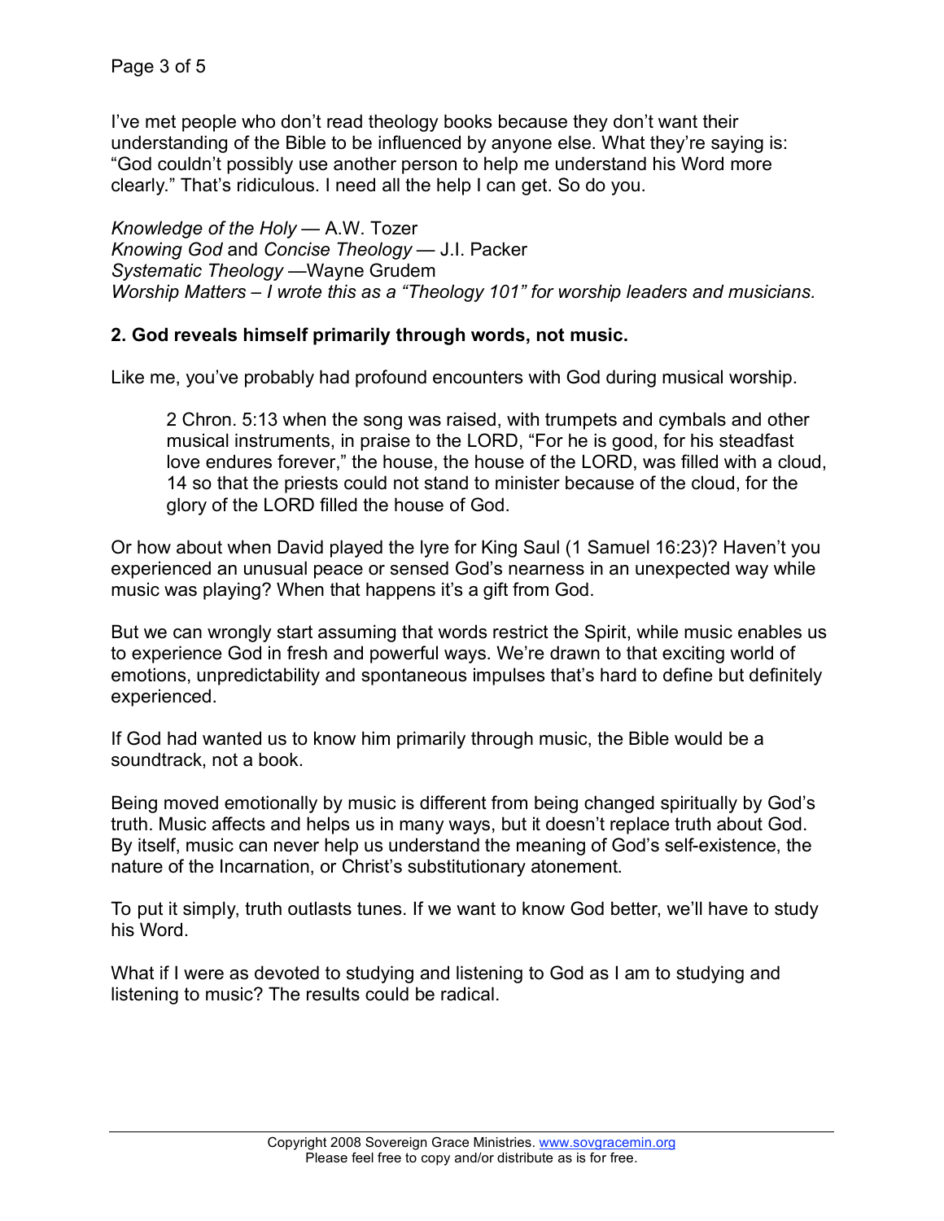I've met people who don't read theology books because they don't want their understanding of the Bible to be influenced by anyone else. What they're saying is: "God couldn't possibly use another person to help me understand his Word more clearly." That's ridiculous. I need all the help I can get. So do you.

*Knowledge of the Holy* — A.W. Tozer
*Knowing God* and *Concise Theology* — J.I. Packer
*Systematic Theology* —Wayne Grudem
*Worship Matters – I wrote this as a "Theology 101" for worship leaders and musicians.*

**2. God reveals himself primarily through words, not music.**

Like me, you've probably had profound encounters with God during musical worship.

> 2 Chron. 5:13 when the song was raised, with trumpets and cymbals and other musical instruments, in praise to the LORD, "For he is good, for his steadfast love endures forever," the house, the house of the LORD, was filled with a cloud, 14 so that the priests could not stand to minister because of the cloud, for the glory of the LORD filled the house of God.

Or how about when David played the lyre for King Saul (1 Samuel 16:23)? Haven't you experienced an unusual peace or sensed God's nearness in an unexpected way while music was playing? When that happens it's a gift from God.

But we can wrongly start assuming that words restrict the Spirit, while music enables us to experience God in fresh and powerful ways. We're drawn to that exciting world of emotions, unpredictability and spontaneous impulses that's hard to define but definitely experienced.

If God had wanted us to know him primarily through music, the Bible would be a soundtrack, not a book.

Being moved emotionally by music is different from being changed spiritually by God's truth. Music affects and helps us in many ways, but it doesn't replace truth about God. By itself, music can never help us understand the meaning of God's self-existence, the nature of the Incarnation, or Christ's substitutionary atonement.

To put it simply, truth outlasts tunes. If we want to know God better, we'll have to study his Word.

What if I were as devoted to studying and listening to God as I am to studying and listening to music? The results could be radical.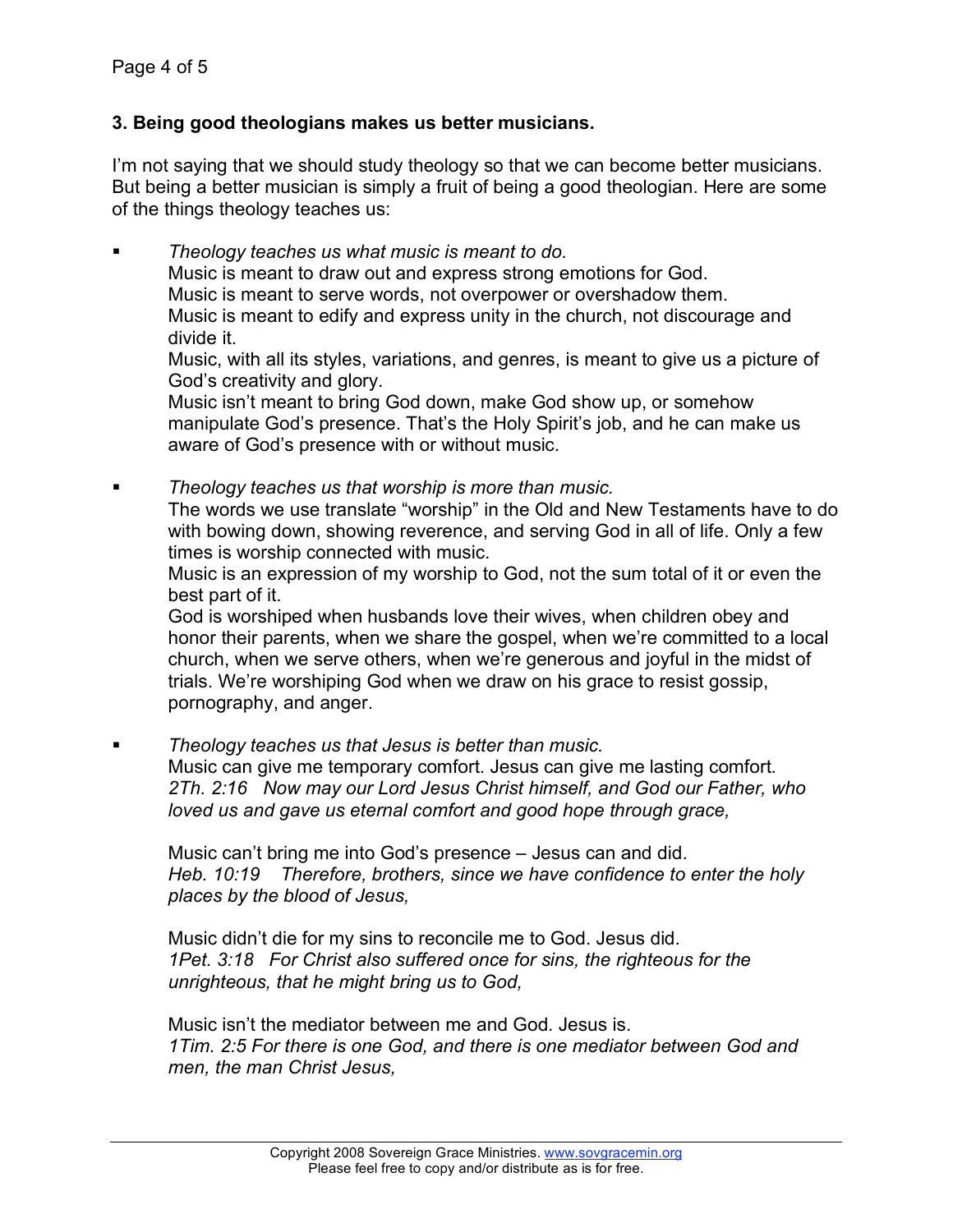### 3. Being good theologians makes us better musicians.

I'm not saying that we should study theology so that we can become better musicians. But being a better musician is simply a fruit of being a good theologian. Here are some of the things theology teaches us:

- *Theology teaches us what music is meant to do.*
  Music is meant to draw out and express strong emotions for God.
  Music is meant to serve words, not overpower or overshadow them.
  Music is meant to edify and express unity in the church, not discourage and divide it.
  Music, with all its styles, variations, and genres, is meant to give us a picture of God's creativity and glory.
  Music isn't meant to bring God down, make God show up, or somehow manipulate God's presence. That's the Holy Spirit's job, and he can make us aware of God's presence with or without music.

- *Theology teaches us that worship is more than music.*
  The words we use translate "worship" in the Old and New Testaments have to do with bowing down, showing reverence, and serving God in all of life. Only a few times is worship connected with music.
  Music is an expression of my worship to God, not the sum total of it or even the best part of it.
  God is worshiped when husbands love their wives, when children obey and honor their parents, when we share the gospel, when we're committed to a local church, when we serve others, when we're generous and joyful in the midst of trials. We're worshiping God when we draw on his grace to resist gossip, pornography, and anger.

- *Theology teaches us that Jesus is better than music.*
  Music can give me temporary comfort. Jesus can give me lasting comfort.
  *2Th. 2:16 Now may our Lord Jesus Christ himself, and God our Father, who loved us and gave us eternal comfort and good hope through grace,*

  Music can't bring me into God's presence – Jesus can and did.
  *Heb. 10:19 Therefore, brothers, since we have confidence to enter the holy places by the blood of Jesus,*

  Music didn't die for my sins to reconcile me to God. Jesus did.
  *1Pet. 3:18 For Christ also suffered once for sins, the righteous for the unrighteous, that he might bring us to God,*

  Music isn't the mediator between me and God. Jesus is.
  *1Tim. 2:5 For there is one God, and there is one mediator between God and men, the man Christ Jesus,*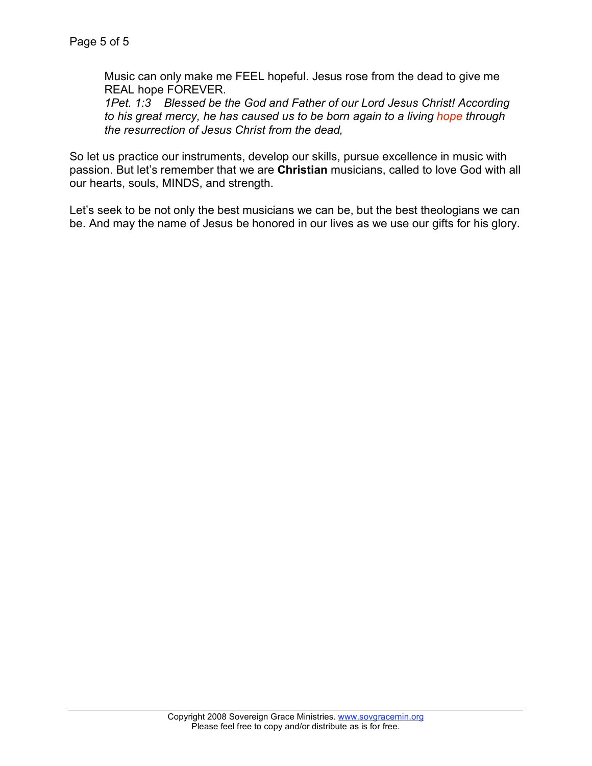Music can only make me FEEL hopeful. Jesus rose from the dead to give me REAL hope FOREVER.
*1Pet. 1:3 Blessed be the God and Father of our Lord Jesus Christ! According to his great mercy, he has caused us to be born again to a living hope through the resurrection of Jesus Christ from the dead,*

So let us practice our instruments, develop our skills, pursue excellence in music with passion. But let's remember that we are **Christian** musicians, called to love God with all our hearts, souls, MINDS, and strength.

Let's seek to be not only the best musicians we can be, but the best theologians we can be. And may the name of Jesus be honored in our lives as we use our gifts for his glory.

Copyright 2008 Sovereign Grace Ministries. www.sovgracemin.org
Please feel free to copy and/or distribute as is for free.